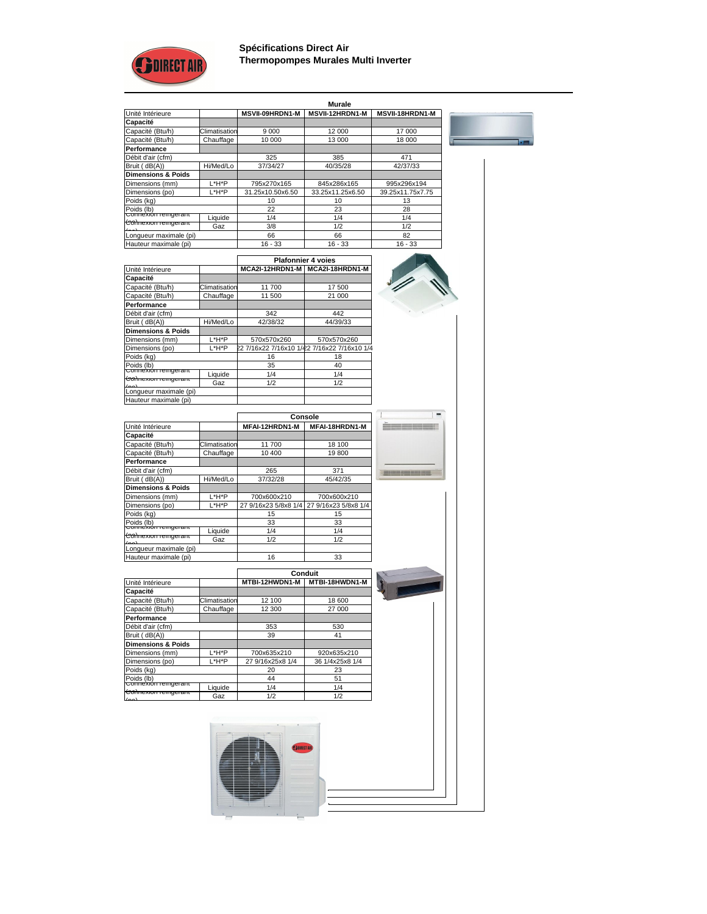# Spécifications Direct Air
## Thermopompes Murales Multi Inverter

| | | Murale | | |
|---|---|---|---|---|
| Unité Intérieure | | MSVII-09HRDN1-M | MSVII-12HRDN1-M | MSVII-18HRDN1-M |
| **Capacité** | | | | |
| Capacité (Btu/h) | Climatisation | 9 000 | 12 000 | 17 000 |
| Capacité (Btu/h) | Chauffage | 10 000 | 13 000 | 18 000 |
| **Performance** | | | | |
| Débit d'air (cfm) | | 325 | 385 | 471 |
| Bruit ( dB(A)) | Hi/Med/Lo | 37/34/27 | 40/35/28 | 42/37/33 |
| **Dimensions & Poids** | | | | |
| Dimensions (mm) | L*H*P | 795x270x165 | 845x286x165 | 995x296x194 |
| Dimensions (po) | L*H*P | 31.25x10.50x6.50 | 33.25x11.25x6.50 | 39.25x11.75x7.75 |
| Poids (kg) | | 10 | 10 | 13 |
| Poids (lb) | | 22 | 23 | 28 |
| Connexion réfrigérant (po) | Liquide | 1/4 | 1/4 | 1/4 |
| Connexion réfrigérant (po) | Gaz | 3/8 | 1/2 | 1/2 |
| Longueur maximale (pi) | | 66 | 66 | 82 |
| Hauteur maximale (pi) | | 16 - 33 | 16 - 33 | 16 - 33 |

| | | Plafonnier 4 voies | |
|---|---|---|---|
| Unité Intérieure | | MCA2I-12HRDN1-M | MCA2I-18HRDN1-M |
| **Capacité** | | | |
| Capacité (Btu/h) | Climatisation | 11 700 | 17 500 |
| Capacité (Btu/h) | Chauffage | 11 500 | 21 000 |
| **Performance** | | | |
| Débit d'air (cfm) | | 342 | 442 |
| Bruit ( dB(A)) | Hi/Med/Lo | 42/38/32 | 44/39/33 |
| **Dimensions & Poids** | | | |
| Dimensions (mm) | L*H*P | 570x570x260 | 570x570x260 |
| Dimensions (po) | L*H*P | 22 7/16x22 7/16x10 1/4 | 22 7/16x22 7/16x10 1/4 |
| Poids (kg) | | 16 | 18 |
| Poids (lb) | | 35 | 40 |
| Connexion réfrigérant (po) | Liquide | 1/4 | 1/4 |
| Connexion réfrigérant (po) | Gaz | 1/2 | 1/2 |
| Longueur maximale (pi) | | | |
| Hauteur maximale (pi) | | | |

| | | Console | |
|---|---|---|---|
| Unité Intérieure | | MFAI-12HRDN1-M | MFAI-18HRDN1-M |
| **Capacité** | | | |
| Capacité (Btu/h) | Climatisation | 11 700 | 18 100 |
| Capacité (Btu/h) | Chauffage | 10 400 | 19 800 |
| **Performance** | | | |
| Débit d'air (cfm) | | 265 | 371 |
| Bruit ( dB(A)) | Hi/Med/Lo | 37/32/28 | 45/42/35 |
| **Dimensions & Poids** | | | |
| Dimensions (mm) | L*H*P | 700x600x210 | 700x600x210 |
| Dimensions (po) | L*H*P | 27 9/16x23 5/8x8 1/4 | 27 9/16x23 5/8x8 1/4 |
| Poids (kg) | | 15 | 15 |
| Poids (lb) | | 33 | 33 |
| Connexion réfrigérant (po) | Liquide | 1/4 | 1/4 |
| Connexion réfrigérant (po) | Gaz | 1/2 | 1/2 |
| Longueur maximale (pi) | | | |
| Hauteur maximale (pi) | | 16 | 33 |

| | | Conduit | |
|---|---|---|---|
| Unité Intérieure | | MTBI-12HWDN1-M | MTBI-18HWDN1-M |
| **Capacité** | | | |
| Capacité (Btu/h) | Climatisation | 12 100 | 18 600 |
| Capacité (Btu/h) | Chauffage | 12 300 | 27 000 |
| **Performance** | | | |
| Débit d'air (cfm) | | 353 | 530 |
| Bruit ( dB(A)) | | 39 | 41 |
| **Dimensions & Poids** | | | |
| Dimensions (mm) | L*H*P | 700x635x210 | 920x635x210 |
| Dimensions (po) | L*H*P | 27 9/16x25x8 1/4 | 36 1/4x25x8 1/4 |
| Poids (kg) | | 20 | 23 |
| Poids (lb) | | 44 | 51 |
| Connexion réfrigérant (po) | Liquide | 1/4 | 1/4 |
| Connexion réfrigérant (po) | Gaz | 1/2 | 1/2 |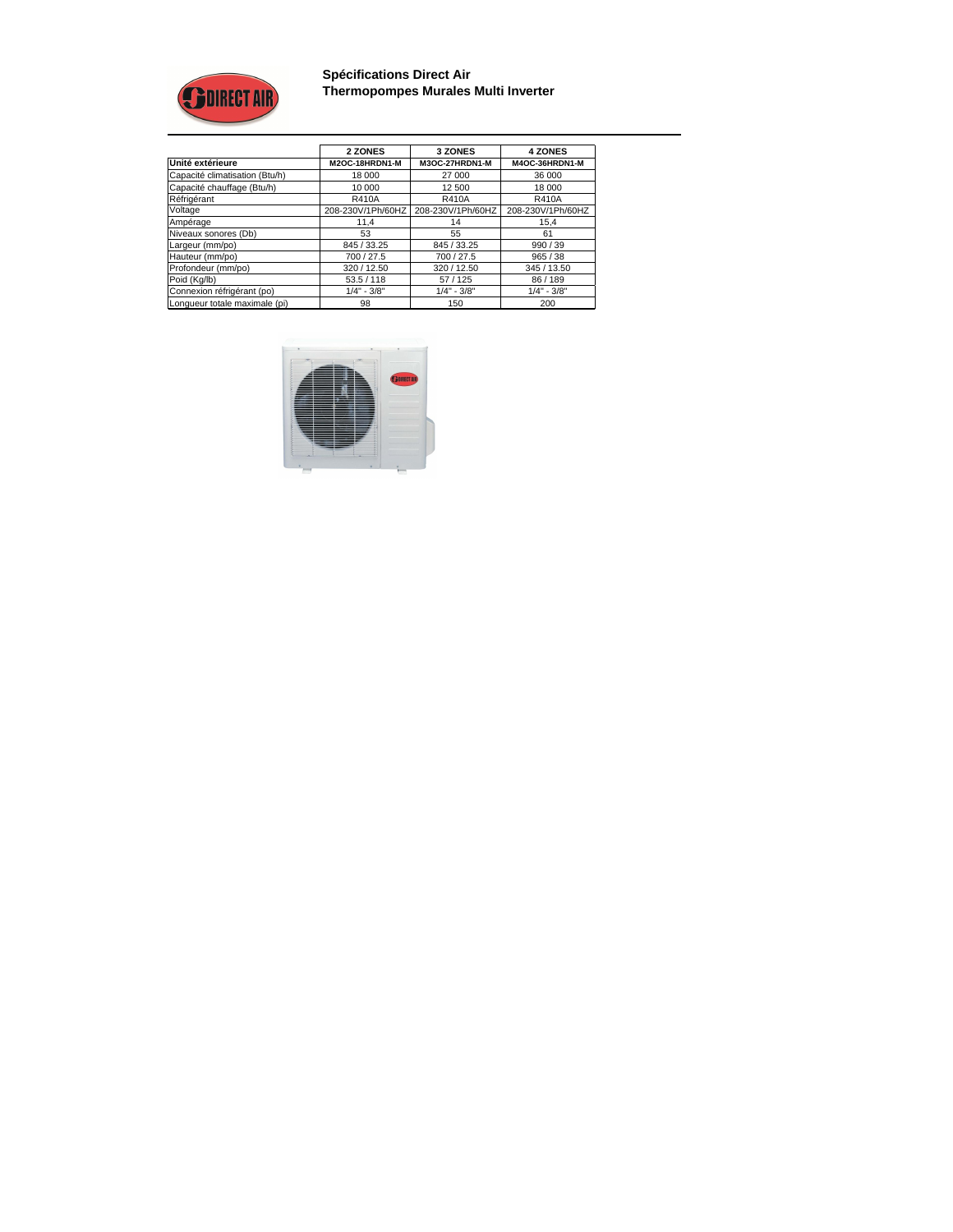**Spécifications Direct Air**
**Thermopompes Murales Multi Inverter**

| | 2 ZONES | 3 ZONES | 4 ZONES |
|---|---|---|---|
| **Unité extérieure** | **M2OC-18HRDN1-M** | **M3OC-27HRDN1-M** | **M4OC-36HRDN1-M** |
| Capacité climatisation (Btu/h) | 18 000 | 27 000 | 36 000 |
| Capacité chauffage (Btu/h) | 10 000 | 12 500 | 18 000 |
| Réfrigérant | R410A | R410A | R410A |
| Voltage | 208-230V/1Ph/60HZ | 208-230V/1Ph/60HZ | 208-230V/1Ph/60HZ |
| Ampérage | 11,4 | 14 | 15,4 |
| Niveaux sonores (Db) | 53 | 55 | 61 |
| Largeur (mm/po) | 845 / 33.25 | 845 / 33.25 | 990 / 39 |
| Hauteur (mm/po) | 700 / 27.5 | 700 / 27.5 | 965 / 38 |
| Profondeur (mm/po) | 320 / 12.50 | 320 / 12.50 | 345 / 13.50 |
| Poid (Kg/lb) | 53.5 / 118 | 57 / 125 | 86 / 189 |
| Connexion réfrigérant (po) | 1/4" - 3/8" | 1/4" - 3/8" | 1/4" - 3/8" |
| Longueur totale maximale (pi) | 98 | 150 | 200 |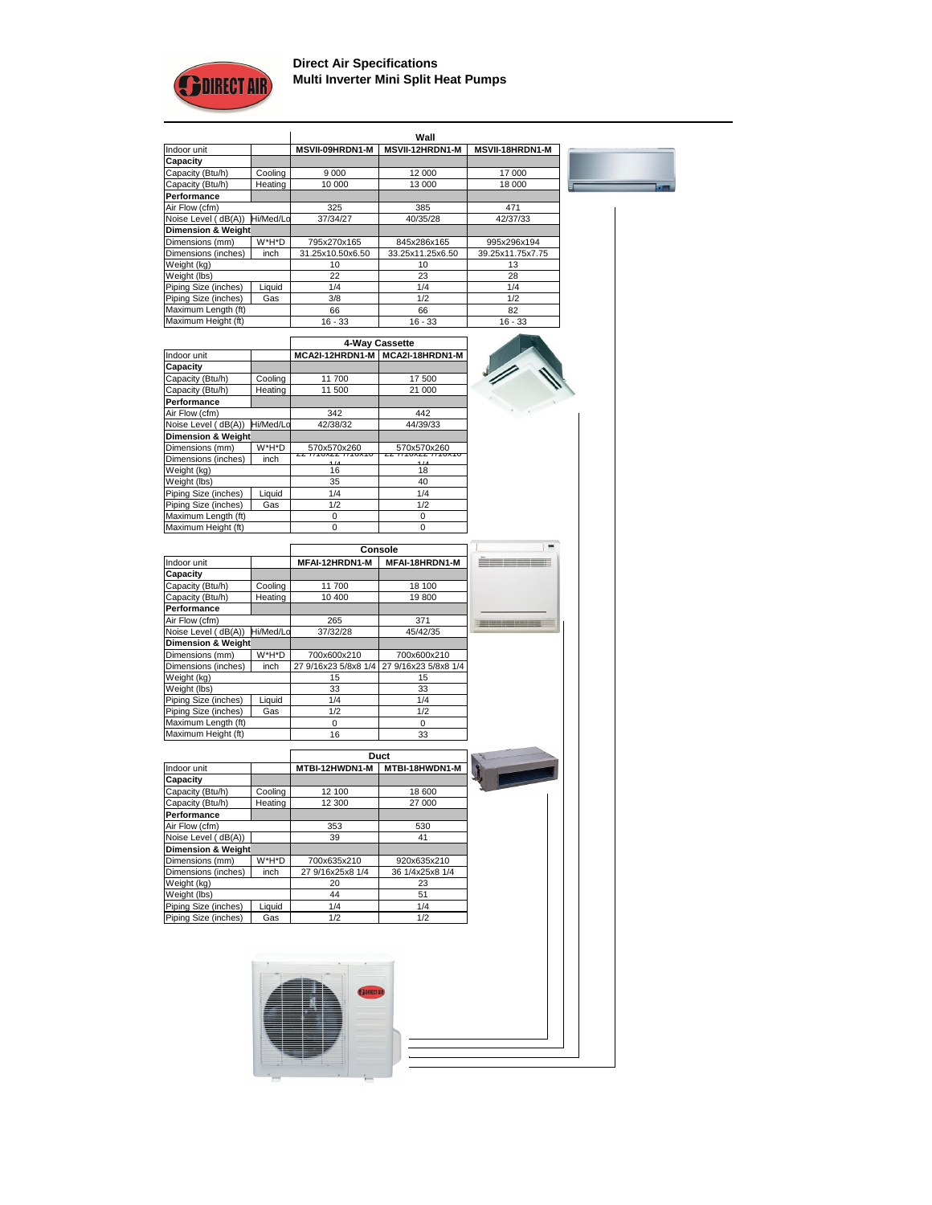# Direct Air Specifications
## Multi Inverter Mini Split Heat Pumps

| | | Wall | | |
|---|---|---|---|---|
| Indoor unit | | MSVII-09HRDN1-M | MSVII-12HRDN1-M | MSVII-18HRDN1-M |
| **Capacity** | | | | |
| Capacity (Btu/h) | Cooling | 9 000 | 12 000 | 17 000 |
| Capacity (Btu/h) | Heating | 10 000 | 13 000 | 18 000 |
| **Performance** | | | | |
| Air Flow (cfm) | | 325 | 385 | 471 |
| Noise Level ( dB(A)) | Hi/Med/Lo | 37/34/27 | 40/35/28 | 42/37/33 |
| **Dimension & Weight** | | | | |
| Dimensions (mm) | W*H*D | 795x270x165 | 845x286x165 | 995x296x194 |
| Dimensions (inches) | inch | 31.25x10.50x6.50 | 33.25x11.25x6.50 | 39.25x11.75x7.75 |
| Weight (kg) | | 10 | 10 | 13 |
| Weight (lbs) | | 22 | 23 | 28 |
| Piping Size (inches) | Liquid | 1/4 | 1/4 | 1/4 |
| Piping Size (inches) | Gas | 3/8 | 1/2 | 1/2 |
| Maximum Length (ft) | | 66 | 66 | 82 |
| Maximum Height (ft) | | 16 - 33 | 16 - 33 | 16 - 33 |

| | | 4-Way Cassette | |
|---|---|---|---|
| Indoor unit | | MCA2I-12HRDN1-M | MCA2I-18HRDN1-M |
| **Capacity** | | | |
| Capacity (Btu/h) | Cooling | 11 700 | 17 500 |
| Capacity (Btu/h) | Heating | 11 500 | 21 000 |
| **Performance** | | | |
| Air Flow (cfm) | | 342 | 442 |
| Noise Level ( dB(A)) | Hi/Med/Lo | 42/38/32 | 44/39/33 |
| **Dimension & Weight** | | | |
| Dimensions (mm) | W*H*D | 570x570x260 | 570x570x260 |
| Dimensions (inches) | inch | 22 7/16x22 7/16x10 1/4 | 22 7/16x22 7/16x10 1/4 |
| Weight (kg) | | 16 | 18 |
| Weight (lbs) | | 35 | 40 |
| Piping Size (inches) | Liquid | 1/4 | 1/4 |
| Piping Size (inches) | Gas | 1/2 | 1/2 |
| Maximum Length (ft) | | 0 | 0 |
| Maximum Height (ft) | | 0 | 0 |

| | | Console | |
|---|---|---|---|
| Indoor unit | | MFAI-12HRDN1-M | MFAI-18HRDN1-M |
| **Capacity** | | | |
| Capacity (Btu/h) | Cooling | 11 700 | 18 100 |
| Capacity (Btu/h) | Heating | 10 400 | 19 800 |
| **Performance** | | | |
| Air Flow (cfm) | | 265 | 371 |
| Noise Level ( dB(A)) | Hi/Med/Lo | 37/32/28 | 45/42/35 |
| **Dimension & Weight** | | | |
| Dimensions (mm) | W*H*D | 700x600x210 | 700x600x210 |
| Dimensions (inches) | inch | 27 9/16x23 5/8x8 1/4 | 27 9/16x23 5/8x8 1/4 |
| Weight (kg) | | 15 | 15 |
| Weight (lbs) | | 33 | 33 |
| Piping Size (inches) | Liquid | 1/4 | 1/4 |
| Piping Size (inches) | Gas | 1/2 | 1/2 |
| Maximum Length (ft) | | 0 | 0 |
| Maximum Height (ft) | | 16 | 33 |

| | | Duct | |
|---|---|---|---|
| Indoor unit | | MTBI-12HWDN1-M | MTBI-18HWDN1-M |
| **Capacity** | | | |
| Capacity (Btu/h) | Cooling | 12 100 | 18 600 |
| Capacity (Btu/h) | Heating | 12 300 | 27 000 |
| **Performance** | | | |
| Air Flow (cfm) | | 353 | 530 |
| Noise Level ( dB(A)) | | 39 | 41 |
| **Dimension & Weight** | | | |
| Dimensions (mm) | W*H*D | 700x635x210 | 920x635x210 |
| Dimensions (inches) | inch | 27 9/16x25x8 1/4 | 36 1/4x25x8 1/4 |
| Weight (kg) | | 20 | 23 |
| Weight (lbs) | | 44 | 51 |
| Piping Size (inches) | Liquid | 1/4 | 1/4 |
| Piping Size (inches) | Gas | 1/2 | 1/2 |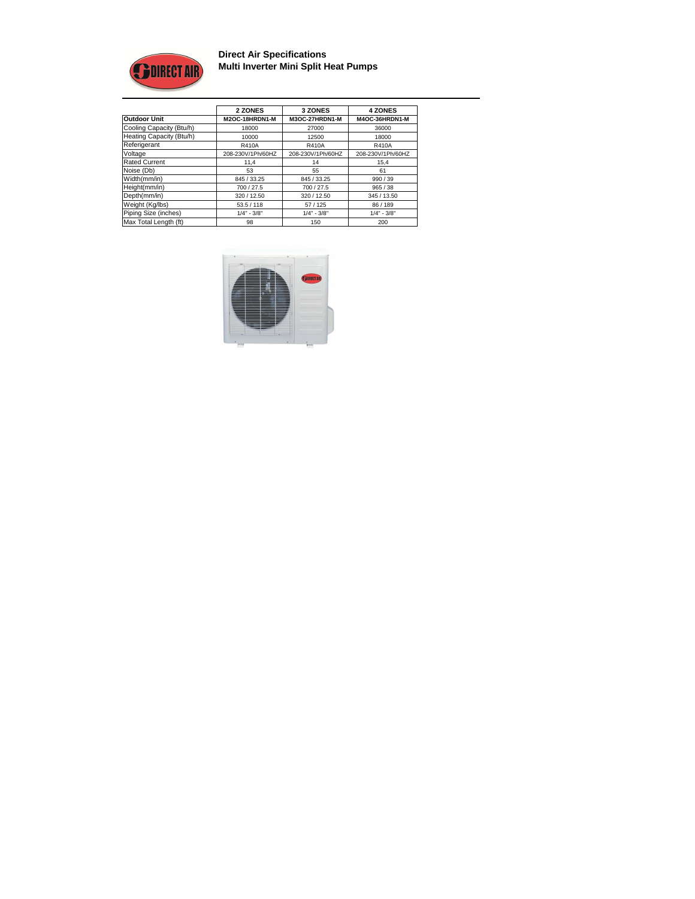# Direct Air Specifications
## Multi Inverter Mini Split Heat Pumps

| | 2 ZONES | 3 ZONES | 4 ZONES |
|---|---|---|---|
| **Outdoor Unit** | **M2OC-18HRDN1-M** | **M3OC-27HRDN1-M** | **M4OC-36HRDN1-M** |
| Cooling Capacity (Btu/h) | 18000 | 27000 | 36000 |
| Heating Capacity (Btu/h) | 10000 | 12500 | 18000 |
| Referigerant | R410A | R410A | R410A |
| Voltage | 208-230V/1Ph/60HZ | 208-230V/1Ph/60HZ | 208-230V/1Ph/60HZ |
| Rated Current | 11,4 | 14 | 15,4 |
| Noise (Db) | 53 | 55 | 61 |
| Width(mm/in) | 845 / 33.25 | 845 / 33.25 | 990 / 39 |
| Height(mm/in) | 700 / 27.5 | 700 / 27.5 | 965 / 38 |
| Depth(mm/in) | 320 / 12.50 | 320 / 12.50 | 345 / 13.50 |
| Weight (Kg/lbs) | 53.5 / 118 | 57 / 125 | 86 / 189 |
| Piping Size (inches) | 1/4" - 3/8" | 1/4" - 3/8" | 1/4" - 3/8" |
| Max Total Length (ft) | 98 | 150 | 200 |